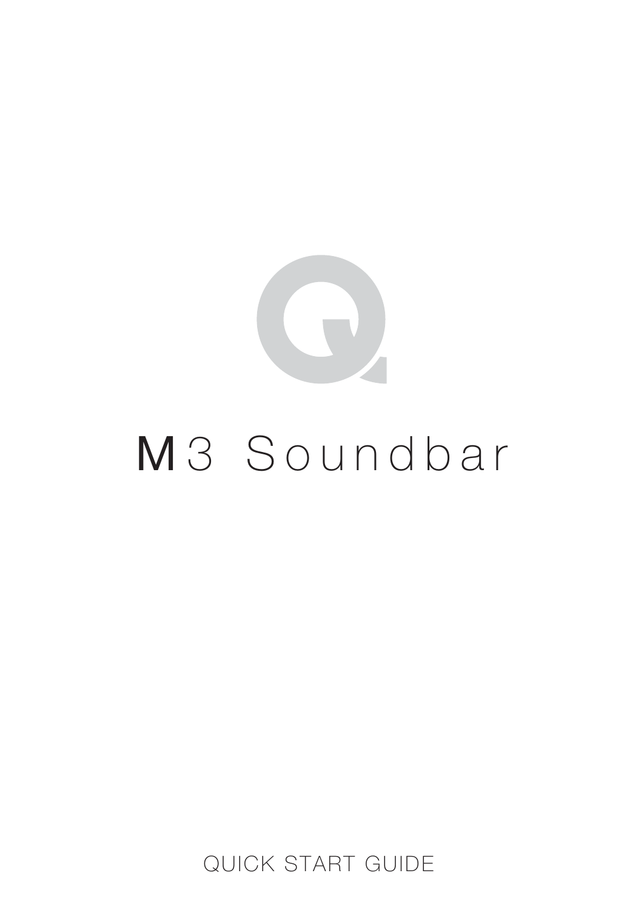# M3 Soundbar

QUICK START GUIDE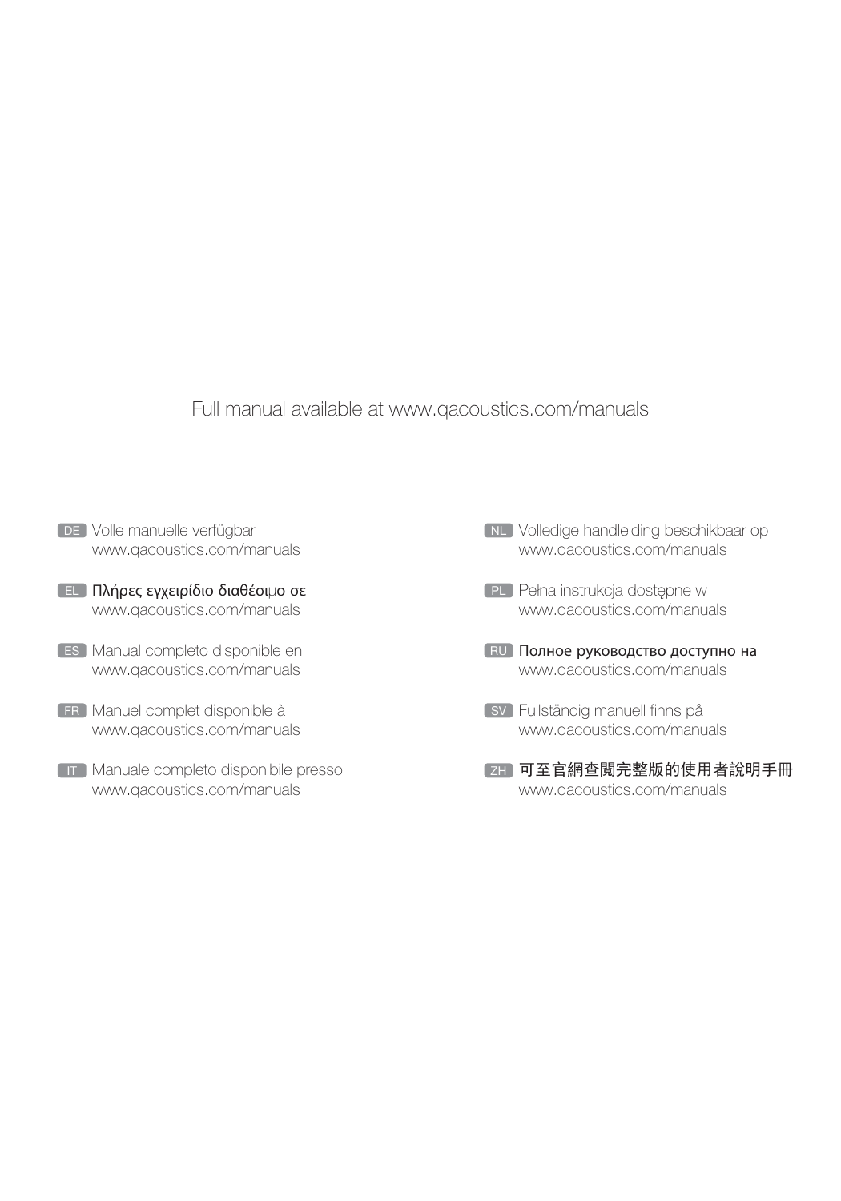Full manual available at www.qacoustics.com/manuals

DE Volle manuelle verfügbar
www.qacoustics.com/manuals

EL Πλήρες εγχειρίδιο διαθέσιμο σε
www.qacoustics.com/manuals

ES Manual completo disponible en
www.qacoustics.com/manuals

FR Manuel complet disponible à
www.qacoustics.com/manuals

IT Manuale completo disponibile presso
www.qacoustics.com/manuals

NL Volledige handleiding beschikbaar op
www.qacoustics.com/manuals

PL Pełna instrukcja dostępne w
www.qacoustics.com/manuals

RU Полное руководство доступно на
www.qacoustics.com/manuals

SV Fullständig manuell finns på
www.qacoustics.com/manuals

ZH 可至官網查閱完整版的使用者說明手冊
www.qacoustics.com/manuals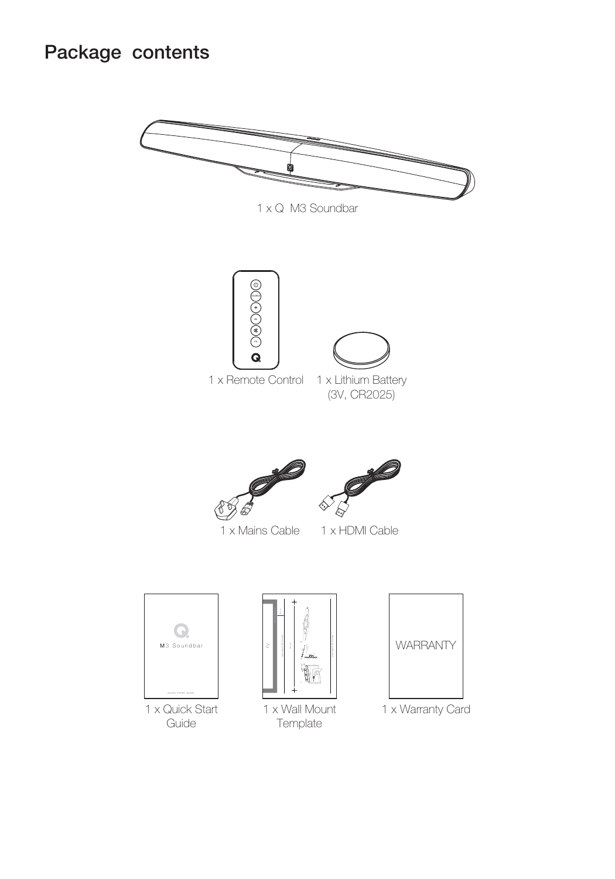# Package contents

1 x Q M3 Soundbar

1 x Remote Control

1 x Lithium Battery (3V, CR2025)

1 x Mains Cable

1 x HDMI Cable

1 x Quick Start Guide

1 x Wall Mount Template

1 x Warranty Card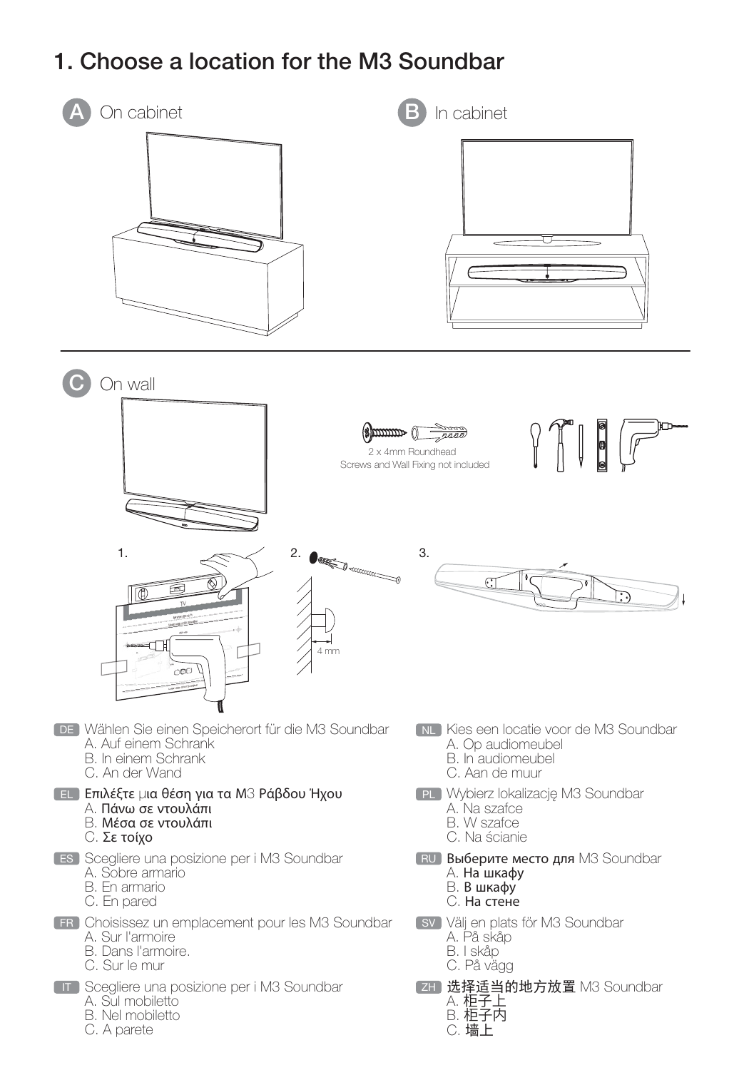# 1. Choose a location for the M3 Soundbar

**A** On cabinet

**B** In cabinet

**C** On wall

2 x 4mm Roundhead
Screws and Wall Fixing not included

1.

2.

4 mm

3.

**DE** Wählen Sie einen Speicherort für die M3 Soundbar
A. Auf einem Schrank
B. In einem Schrank
C. An der Wand

**EL** Επιλέξτε μια θέση για τα M3 Ράβδου Ήχου
A. Πάνω σε ντουλάπι
B. Μέσα σε ντουλάπι
C. Σε τοίχο

**ES** Scegliere una posizione per i M3 Soundbar
A. Sobre armario
B. En armario
C. En pared

**FR** Choisissez un emplacement pour les M3 Soundbar
A. Sur l'armoire
B. Dans l'armoire.
C. Sur le mur

**IT** Scegliere una posizione per i M3 Soundbar
A. Sul mobiletto
B. Nel mobiletto
C. A parete

**NL** Kies een locatie voor de M3 Soundbar
A. Op audiomeubel
B. In audiomeubel
C. Aan de muur

**PL** Wybierz lokalizację M3 Soundbar
A. Na szafce
B. W szafce
C. Na ścianie

**RU** Выберите место для M3 Soundbar
A. На шкафу
B. В шкафу
C. На стене

**SV** Välj en plats för M3 Soundbar
A. På skåp
B. I skåp
C. På vägg

**ZH** 选择适当的地方放置 M3 Soundbar
A. 柜子上
B. 柜子内
C. 墙上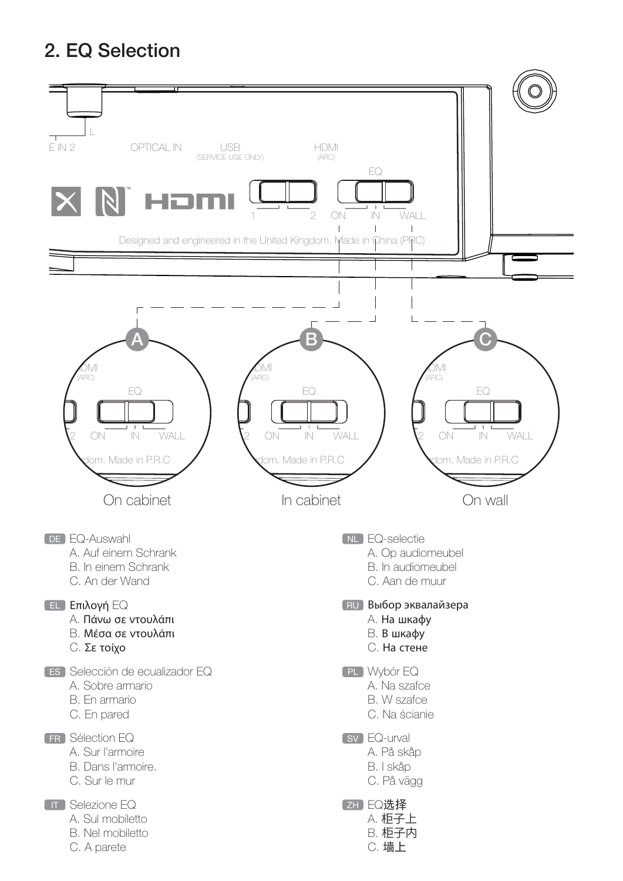## 2. EQ Selection

A — On cabinet

B — In cabinet

C — On wall

**DE** EQ-Auswahl
- A. Auf einem Schrank
- B. In einem Schrank
- C. An der Wand

**EL** Επιλογή EQ
- A. Πάνω σε ντουλάπι
- B. Μέσα σε ντουλάπι
- C. Σε τοίχο

**ES** Selección de ecualizador EQ
- A. Sobre armario
- B. En armario
- C. En pared

**FR** Sélection EQ
- A. Sur l'armoire
- B. Dans l'armoire.
- C. Sur le mur

**IT** Selezione EQ
- A. Sul mobiletto
- B. Nel mobiletto
- C. A parete

**NL** EQ-selectie
- A. Op audiomeubel
- B. In audiomeubel
- C. Aan de muur

**RU** Выбор эквалайзера
- A. На шкафу
- B. В шкафу
- C. На стене

**PL** Wybór EQ
- A. Na szafce
- B. W szafce
- C. Na ścianie

**SV** EQ-urval
- A. På skåp
- B. I skåp
- C. På vägg

**ZH** EQ选择
- A. 柜子上
- B. 柜子内
- C. 墙上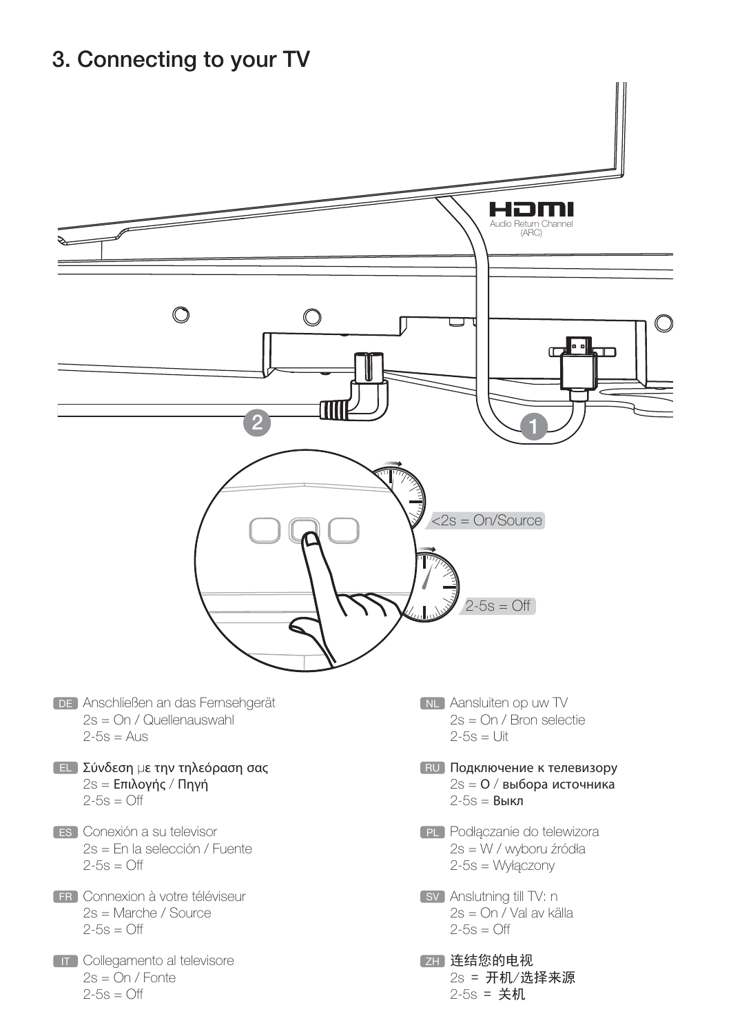# 3. Connecting to your TV

HDMI
Audio Return Channel
(ARC)

<2s = On/Source

2-5s = Off

**DE** Anschließen an das Fernsehgerät
2s = On / Quellenauswahl
2-5s = Aus

**EL** Σύνδεση με την τηλεόραση σας
2s = Επιλογής / Πηγή
2-5s = Off

**ES** Conexión a su televisor
2s = En la selección / Fuente
2-5s = Off

**FR** Connexion à votre téléviseur
2s = Marche / Source
2-5s = Off

**IT** Collegamento al televisore
2s = On / Fonte
2-5s = Off

**NL** Aansluiten op uw TV
2s = On / Bron selectie
2-5s = Uit

**RU** Подключение к телевизору
2s = О / выбора источника
2-5s = Выкл

**PL** Podłączanie do telewizora
2s = W / wyboru źródła
2-5s = Wyłączony

**SV** Anslutning till TV: n
2s = On / Val av källa
2-5s = Off

**ZH** 连结您的电视
2s = 开机/选择来源
2-5s = 关机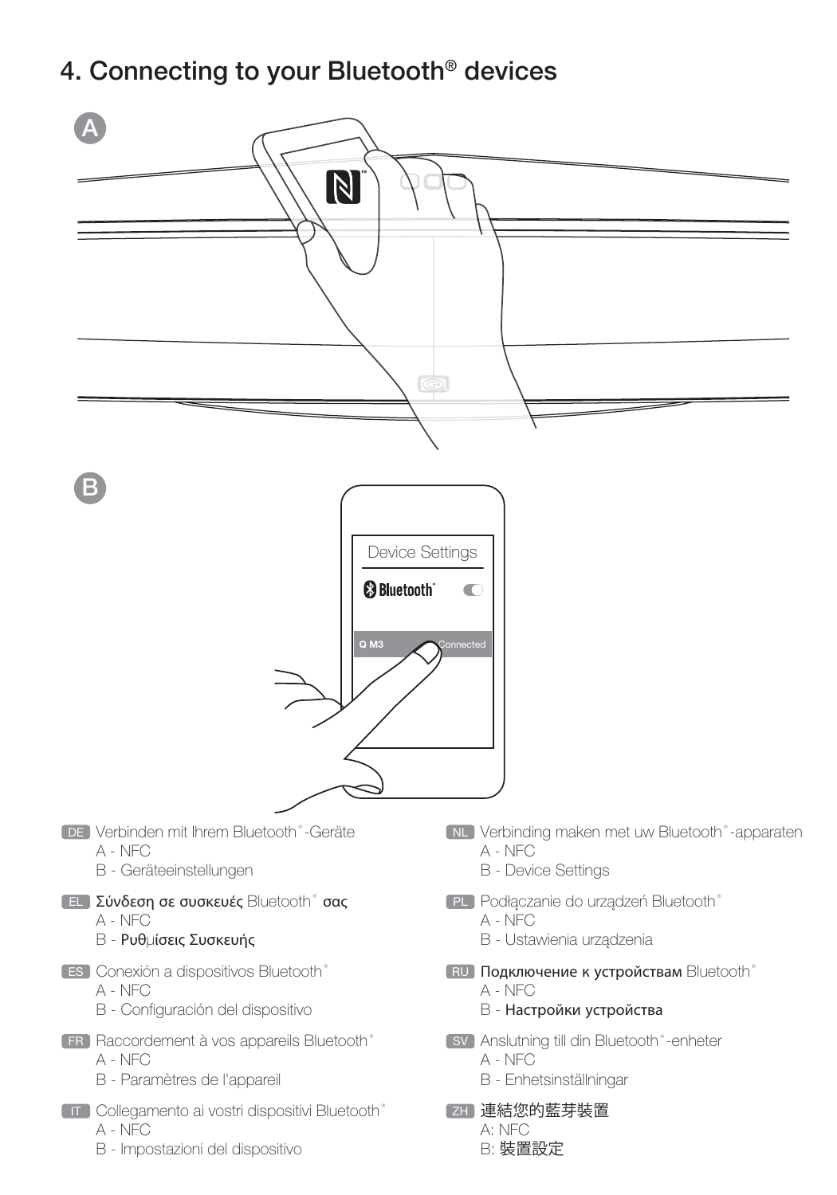# 4. Connecting to your Bluetooth® devices

A

B

Device Settings

Bluetooth®

Q M3 Connected

DE Verbinden mit Ihrem Bluetooth®-Geräte
A - NFC
B - Geräteeinstellungen

EL Σύνδεση σε συσκευές Bluetooth® σας
A - NFC
B - Ρυθμίσεις Συσκευής

ES Conexión a dispositivos Bluetooth®
A - NFC
B - Configuración del dispositivo

FR Raccordement à vos appareils Bluetooth®
A - NFC
B - Paramètres de l'appareil

IT Collegamento ai vostri dispositivi Bluetooth®
A - NFC
B - Impostazioni del dispositivo

NL Verbinding maken met uw Bluetooth®-apparaten
A - NFC
B - Device Settings

PL Podłączanie do urządzeń Bluetooth®
A - NFC
B - Ustawienia urządzenia

RU Подключение к устройствам Bluetooth®
A - NFC
B - Настройки устройства

SV Anslutning till din Bluetooth®-enheter
A - NFC
B - Enhetsinställningar

ZH 連結您的藍芽裝置
A: NFC
B: 裝置設定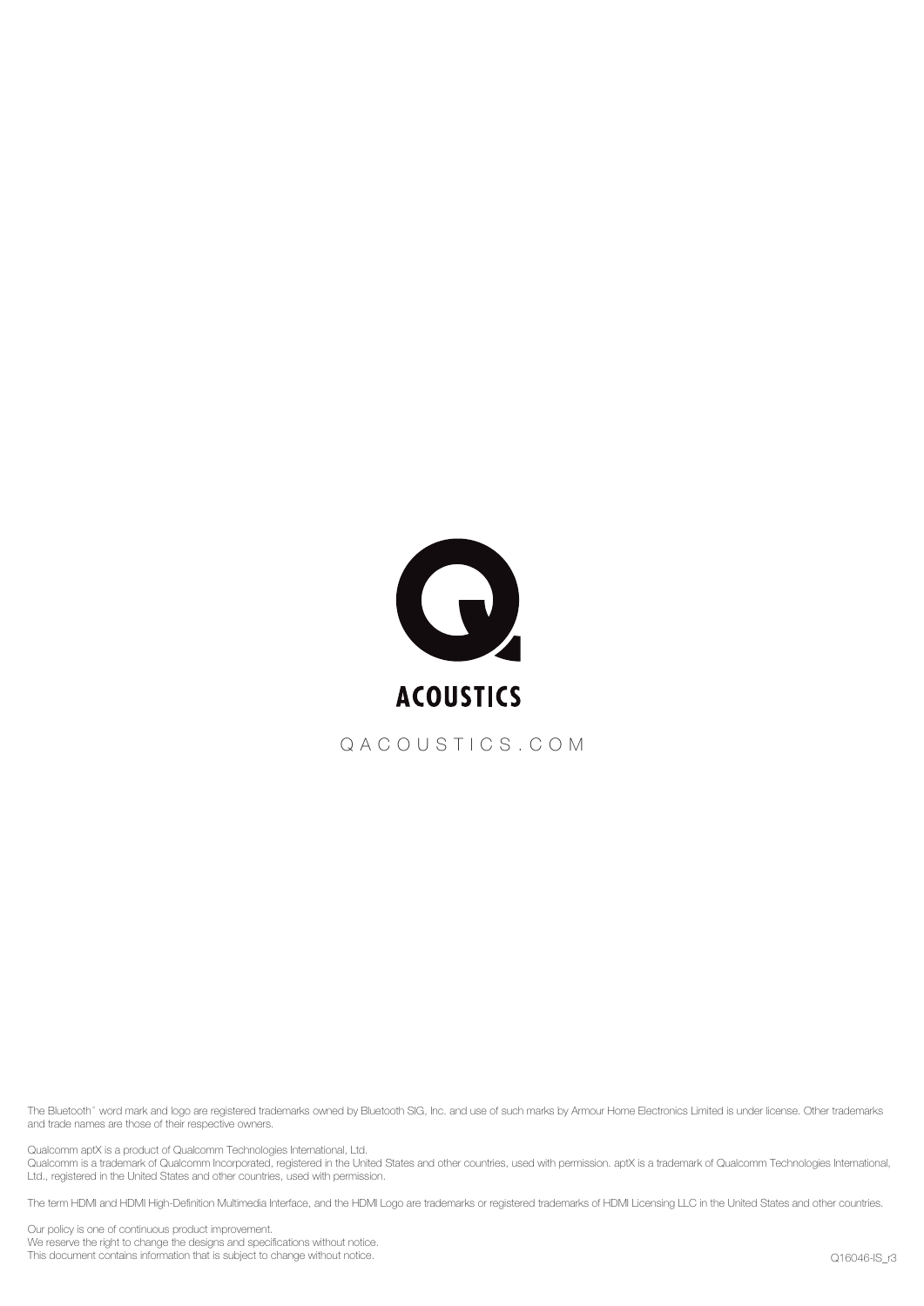ACOUSTICS

QACOUSTICS.COM

The Bluetooth® word mark and logo are registered trademarks owned by Bluetooth SIG, Inc. and use of such marks by Armour Home Electronics Limited is under license. Other trademarks and trade names are those of their respective owners.

Qualcomm aptX is a product of Qualcomm Technologies International, Ltd.
Qualcomm is a trademark of Qualcomm Incorporated, registered in the United States and other countries, used with permission. aptX is a trademark of Qualcomm Technologies International, Ltd., registered in the United States and other countries, used with permission.

The term HDMI and HDMI High-Definition Multimedia Interface, and the HDMI Logo are trademarks or registered trademarks of HDMI Licensing LLC in the United States and other countries.

Our policy is one of continuous product improvement.
We reserve the right to change the designs and specifications without notice.
This document contains information that is subject to change without notice.

Q16046-IS_r3